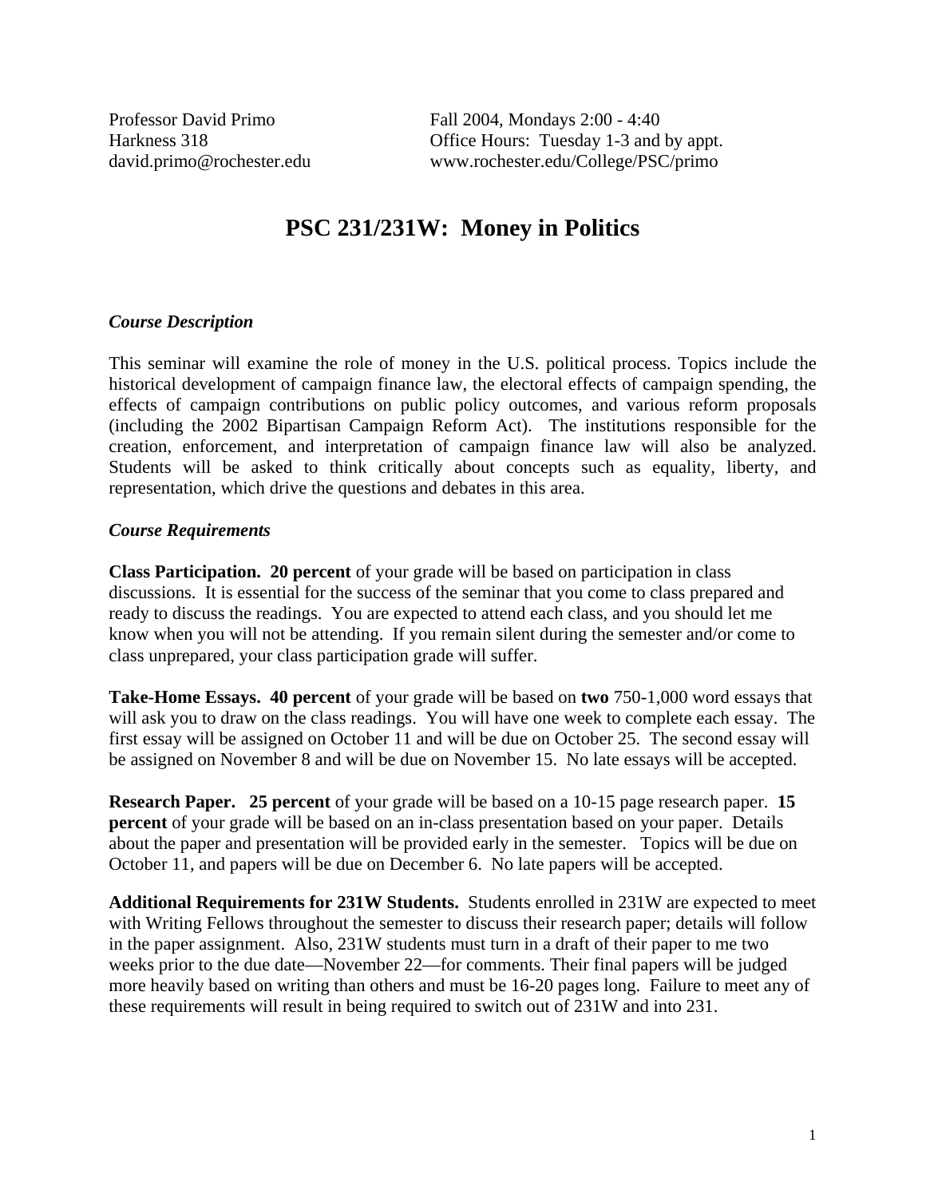Professor David Primo
Harkness 318
david.primo@rochester.edu

Fall 2004, Mondays 2:00 - 4:40
Office Hours: Tuesday 1-3 and by appt.
www.rochester.edu/College/PSC/primo

# PSC 231/231W: Money in Politics

### *Course Description*

This seminar will examine the role of money in the U.S. political process. Topics include the historical development of campaign finance law, the electoral effects of campaign spending, the effects of campaign contributions on public policy outcomes, and various reform proposals (including the 2002 Bipartisan Campaign Reform Act). The institutions responsible for the creation, enforcement, and interpretation of campaign finance law will also be analyzed. Students will be asked to think critically about concepts such as equality, liberty, and representation, which drive the questions and debates in this area.

### *Course Requirements*

**Class Participation. 20 percent** of your grade will be based on participation in class discussions. It is essential for the success of the seminar that you come to class prepared and ready to discuss the readings. You are expected to attend each class, and you should let me know when you will not be attending. If you remain silent during the semester and/or come to class unprepared, your class participation grade will suffer.

**Take-Home Essays. 40 percent** of your grade will be based on **two** 750-1,000 word essays that will ask you to draw on the class readings. You will have one week to complete each essay. The first essay will be assigned on October 11 and will be due on October 25. The second essay will be assigned on November 8 and will be due on November 15. No late essays will be accepted.

**Research Paper. 25 percent** of your grade will be based on a 10-15 page research paper. **15 percent** of your grade will be based on an in-class presentation based on your paper. Details about the paper and presentation will be provided early in the semester. Topics will be due on October 11, and papers will be due on December 6. No late papers will be accepted.

**Additional Requirements for 231W Students.** Students enrolled in 231W are expected to meet with Writing Fellows throughout the semester to discuss their research paper; details will follow in the paper assignment. Also, 231W students must turn in a draft of their paper to me two weeks prior to the due date—November 22—for comments. Their final papers will be judged more heavily based on writing than others and must be 16-20 pages long. Failure to meet any of these requirements will result in being required to switch out of 231W and into 231.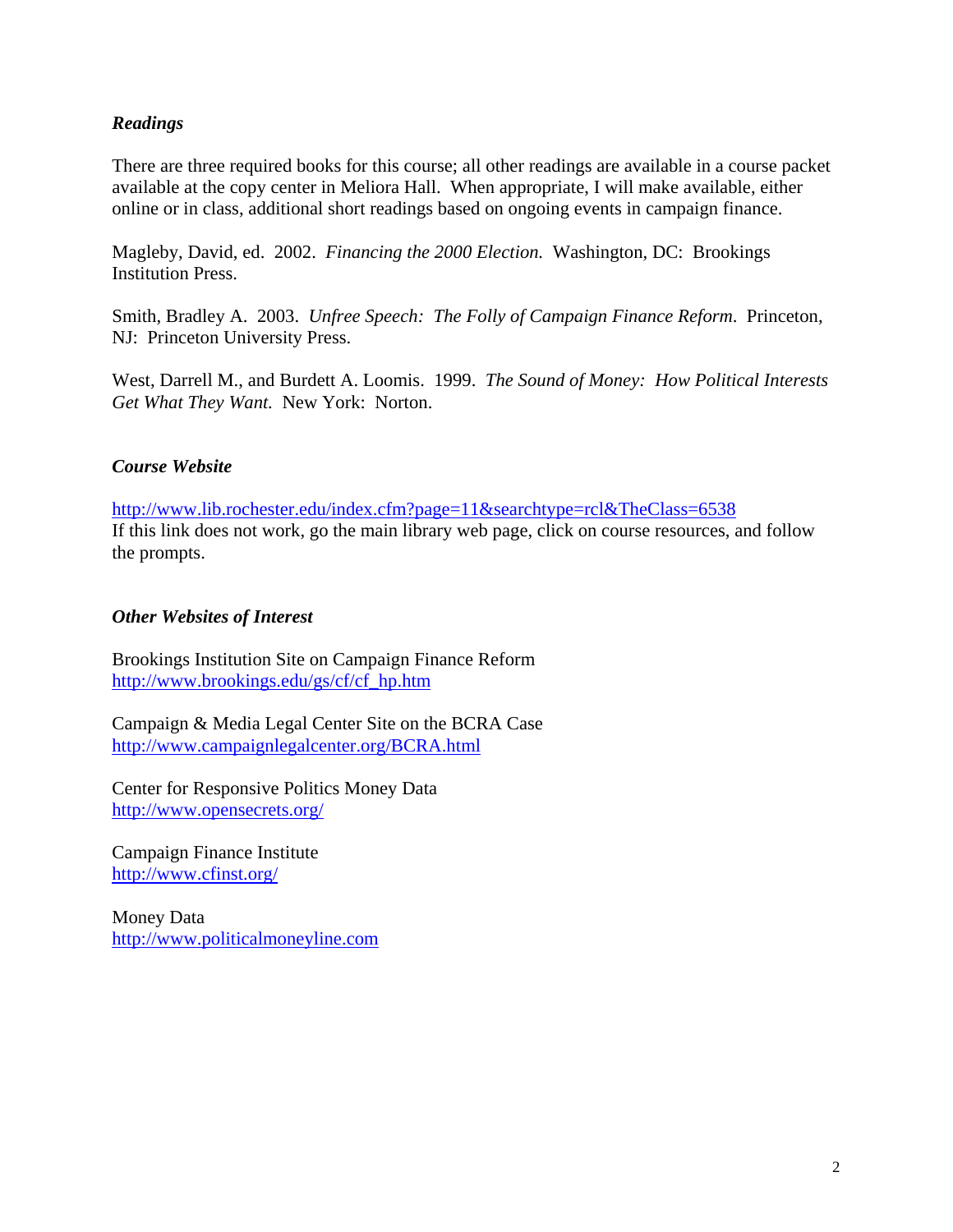### *Readings*

There are three required books for this course; all other readings are available in a course packet available at the copy center in Meliora Hall. When appropriate, I will make available, either online or in class, additional short readings based on ongoing events in campaign finance.

Magleby, David, ed. 2002. *Financing the 2000 Election.* Washington, DC: Brookings Institution Press.

Smith, Bradley A. 2003. *Unfree Speech: The Folly of Campaign Finance Reform*. Princeton, NJ: Princeton University Press.

West, Darrell M., and Burdett A. Loomis. 1999. *The Sound of Money: How Political Interests Get What They Want.* New York: Norton.

### *Course Website*

http://www.lib.rochester.edu/index.cfm?page=11&searchtype=rcl&TheClass=6538
If this link does not work, go the main library web page, click on course resources, and follow the prompts.

### *Other Websites of Interest*

Brookings Institution Site on Campaign Finance Reform
http://www.brookings.edu/gs/cf/cf_hp.htm

Campaign & Media Legal Center Site on the BCRA Case
http://www.campaignlegalcenter.org/BCRA.html

Center for Responsive Politics Money Data
http://www.opensecrets.org/

Campaign Finance Institute
http://www.cfinst.org/

Money Data
http://www.politicalmoneyline.com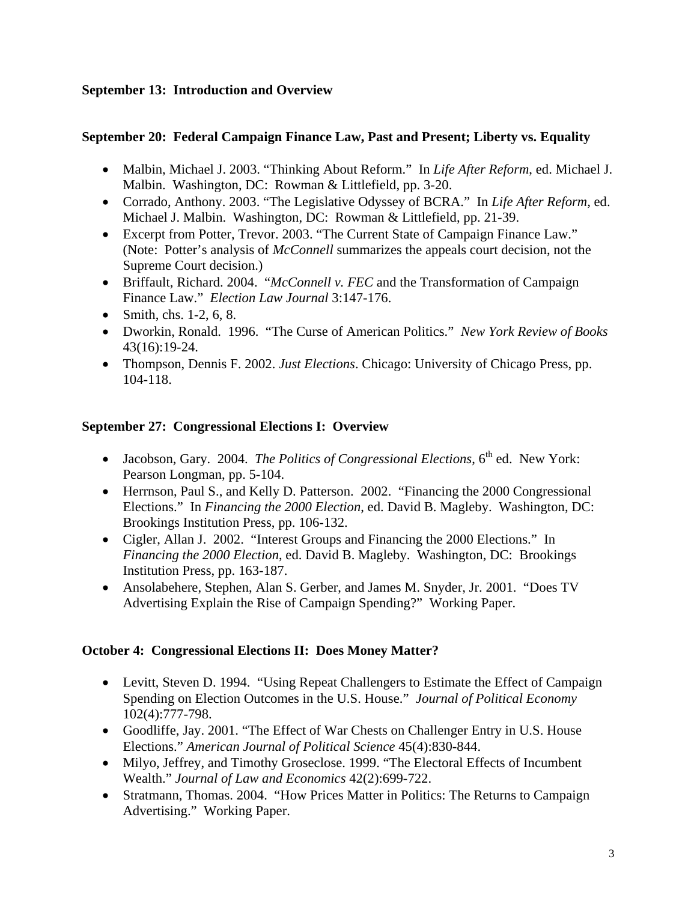**September 13: Introduction and Overview**

**September 20: Federal Campaign Finance Law, Past and Present; Liberty vs. Equality**

- Malbin, Michael J. 2003. "Thinking About Reform." In *Life After Reform*, ed. Michael J. Malbin. Washington, DC: Rowman & Littlefield, pp. 3-20.
- Corrado, Anthony. 2003. "The Legislative Odyssey of BCRA." In *Life After Reform*, ed. Michael J. Malbin. Washington, DC: Rowman & Littlefield, pp. 21-39.
- Excerpt from Potter, Trevor. 2003. "The Current State of Campaign Finance Law." (Note: Potter's analysis of *McConnell* summarizes the appeals court decision, not the Supreme Court decision.)
- Briffault, Richard. 2004. "*McConnell v. FEC* and the Transformation of Campaign Finance Law." *Election Law Journal* 3:147-176.
- Smith, chs. 1-2, 6, 8.
- Dworkin, Ronald. 1996. "The Curse of American Politics." *New York Review of Books* 43(16):19-24.
- Thompson, Dennis F. 2002. *Just Elections*. Chicago: University of Chicago Press, pp. 104-118.

**September 27: Congressional Elections I: Overview**

- Jacobson, Gary. 2004. *The Politics of Congressional Elections*, 6th ed. New York: Pearson Longman, pp. 5-104.
- Herrnson, Paul S., and Kelly D. Patterson. 2002. "Financing the 2000 Congressional Elections." In *Financing the 2000 Election*, ed. David B. Magleby. Washington, DC: Brookings Institution Press, pp. 106-132.
- Cigler, Allan J. 2002. "Interest Groups and Financing the 2000 Elections." In *Financing the 2000 Election*, ed. David B. Magleby. Washington, DC: Brookings Institution Press, pp. 163-187.
- Ansolabehere, Stephen, Alan S. Gerber, and James M. Snyder, Jr. 2001. "Does TV Advertising Explain the Rise of Campaign Spending?" Working Paper.

**October 4: Congressional Elections II: Does Money Matter?**

- Levitt, Steven D. 1994. "Using Repeat Challengers to Estimate the Effect of Campaign Spending on Election Outcomes in the U.S. House." *Journal of Political Economy* 102(4):777-798.
- Goodliffe, Jay. 2001. "The Effect of War Chests on Challenger Entry in U.S. House Elections." *American Journal of Political Science* 45(4):830-844.
- Milyo, Jeffrey, and Timothy Groseclose. 1999. "The Electoral Effects of Incumbent Wealth." *Journal of Law and Economics* 42(2):699-722.
- Stratmann, Thomas. 2004. "How Prices Matter in Politics: The Returns to Campaign Advertising." Working Paper.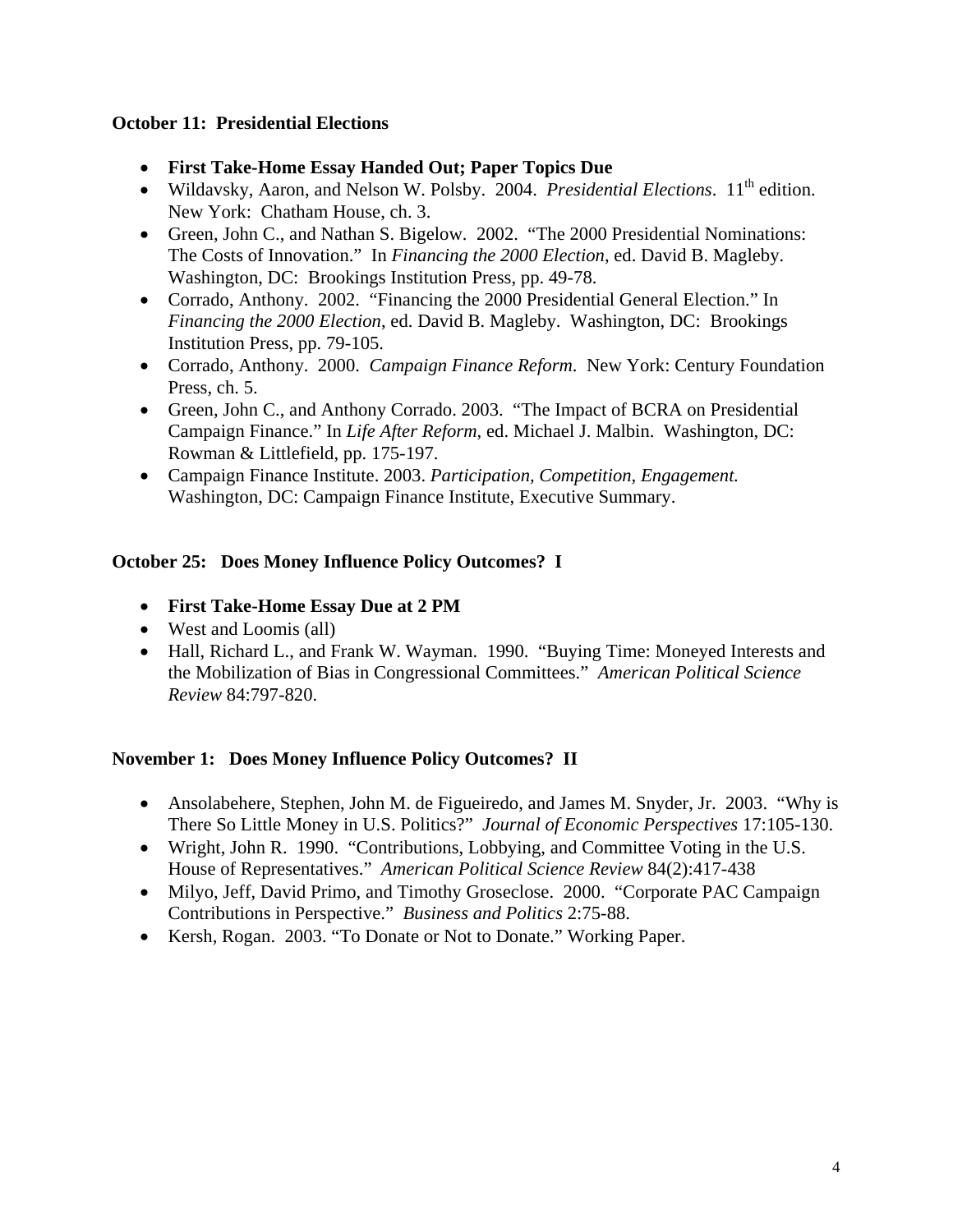**October 11: Presidential Elections**

- **First Take-Home Essay Handed Out; Paper Topics Due**
- Wildavsky, Aaron, and Nelson W. Polsby. 2004. *Presidential Elections*. 11th edition. New York: Chatham House, ch. 3.
- Green, John C., and Nathan S. Bigelow. 2002. "The 2000 Presidential Nominations: The Costs of Innovation." In *Financing the 2000 Election*, ed. David B. Magleby. Washington, DC: Brookings Institution Press, pp. 49-78.
- Corrado, Anthony. 2002. "Financing the 2000 Presidential General Election." In *Financing the 2000 Election*, ed. David B. Magleby. Washington, DC: Brookings Institution Press, pp. 79-105.
- Corrado, Anthony. 2000. *Campaign Finance Reform*. New York: Century Foundation Press, ch. 5.
- Green, John C., and Anthony Corrado. 2003. "The Impact of BCRA on Presidential Campaign Finance." In *Life After Reform,* ed. Michael J. Malbin. Washington, DC: Rowman & Littlefield, pp. 175-197.
- Campaign Finance Institute. 2003. *Participation, Competition, Engagement.* Washington, DC: Campaign Finance Institute, Executive Summary.

**October 25: Does Money Influence Policy Outcomes? I**

- **First Take-Home Essay Due at 2 PM**
- West and Loomis (all)
- Hall, Richard L., and Frank W. Wayman. 1990. "Buying Time: Moneyed Interests and the Mobilization of Bias in Congressional Committees." *American Political Science Review* 84:797-820.

**November 1: Does Money Influence Policy Outcomes? II**

- Ansolabehere, Stephen, John M. de Figueiredo, and James M. Snyder, Jr. 2003. "Why is There So Little Money in U.S. Politics?" *Journal of Economic Perspectives* 17:105-130.
- Wright, John R. 1990. "Contributions, Lobbying, and Committee Voting in the U.S. House of Representatives." *American Political Science Review* 84(2):417-438
- Milyo, Jeff, David Primo, and Timothy Groseclose. 2000. "Corporate PAC Campaign Contributions in Perspective." *Business and Politics* 2:75-88.
- Kersh, Rogan. 2003. "To Donate or Not to Donate." Working Paper.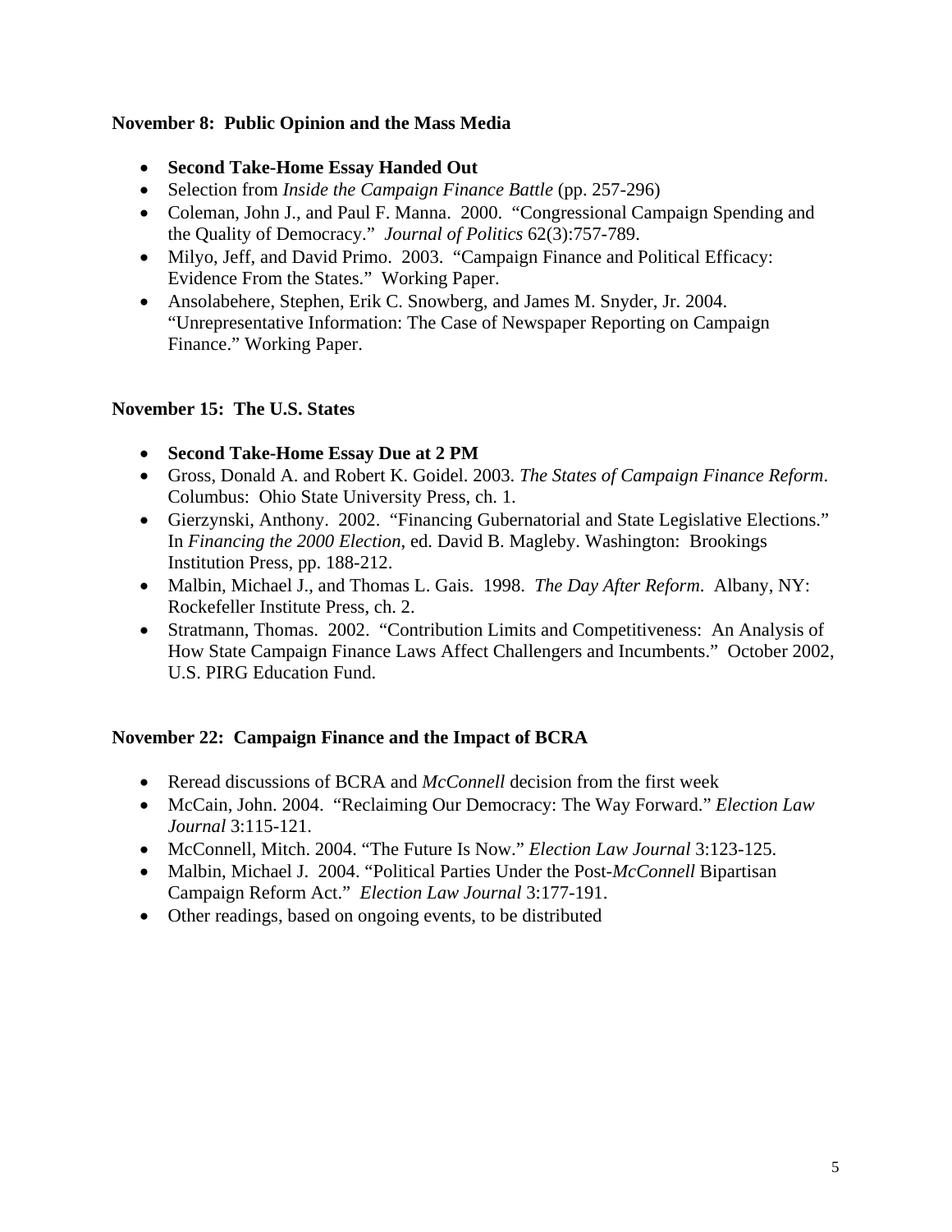**November 8: Public Opinion and the Mass Media**

- **Second Take-Home Essay Handed Out**
- Selection from *Inside the Campaign Finance Battle* (pp. 257-296)
- Coleman, John J., and Paul F. Manna. 2000. "Congressional Campaign Spending and the Quality of Democracy." *Journal of Politics* 62(3):757-789.
- Milyo, Jeff, and David Primo. 2003. "Campaign Finance and Political Efficacy: Evidence From the States." Working Paper.
- Ansolabehere, Stephen, Erik C. Snowberg, and James M. Snyder, Jr. 2004. "Unrepresentative Information: The Case of Newspaper Reporting on Campaign Finance." Working Paper.

**November 15: The U.S. States**

- **Second Take-Home Essay Due at 2 PM**
- Gross, Donald A. and Robert K. Goidel. 2003. *The States of Campaign Finance Reform*. Columbus: Ohio State University Press, ch. 1.
- Gierzynski, Anthony. 2002. "Financing Gubernatorial and State Legislative Elections." In *Financing the 2000 Election*, ed. David B. Magleby. Washington: Brookings Institution Press, pp. 188-212.
- Malbin, Michael J., and Thomas L. Gais. 1998. *The Day After Reform*. Albany, NY: Rockefeller Institute Press, ch. 2.
- Stratmann, Thomas. 2002. "Contribution Limits and Competitiveness: An Analysis of How State Campaign Finance Laws Affect Challengers and Incumbents." October 2002, U.S. PIRG Education Fund.

**November 22: Campaign Finance and the Impact of BCRA**

- Reread discussions of BCRA and *McConnell* decision from the first week
- McCain, John. 2004. "Reclaiming Our Democracy: The Way Forward." *Election Law Journal* 3:115-121.
- McConnell, Mitch. 2004. "The Future Is Now." *Election Law Journal* 3:123-125.
- Malbin, Michael J. 2004. "Political Parties Under the Post-*McConnell* Bipartisan Campaign Reform Act." *Election Law Journal* 3:177-191.
- Other readings, based on ongoing events, to be distributed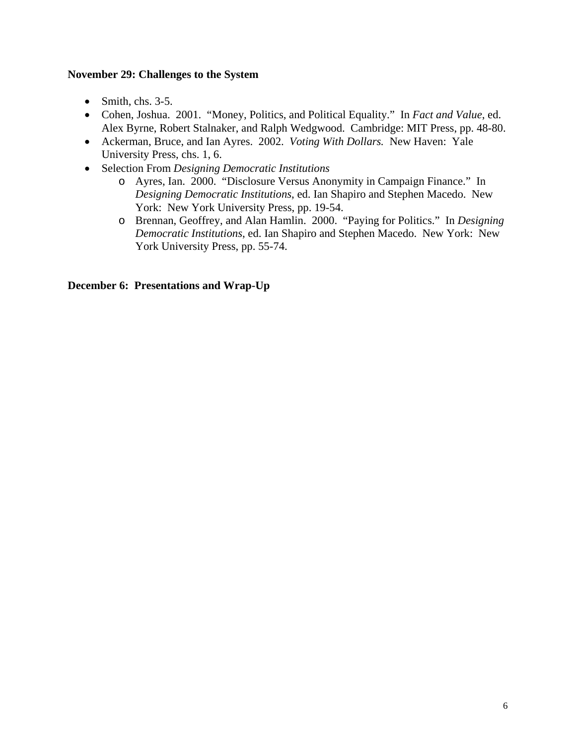**November 29: Challenges to the System**

- Smith, chs. 3-5.
- Cohen, Joshua. 2001. "Money, Politics, and Political Equality." In *Fact and Value*, ed. Alex Byrne, Robert Stalnaker, and Ralph Wedgwood. Cambridge: MIT Press, pp. 48-80.
- Ackerman, Bruce, and Ian Ayres. 2002. *Voting With Dollars.* New Haven: Yale University Press, chs. 1, 6.
- Selection From *Designing Democratic Institutions*
  - Ayres, Ian. 2000. "Disclosure Versus Anonymity in Campaign Finance." In *Designing Democratic Institutions*, ed. Ian Shapiro and Stephen Macedo. New York: New York University Press, pp. 19-54.
  - Brennan, Geoffrey, and Alan Hamlin. 2000. "Paying for Politics." In *Designing Democratic Institutions*, ed. Ian Shapiro and Stephen Macedo. New York: New York University Press, pp. 55-74.

**December 6: Presentations and Wrap-Up**